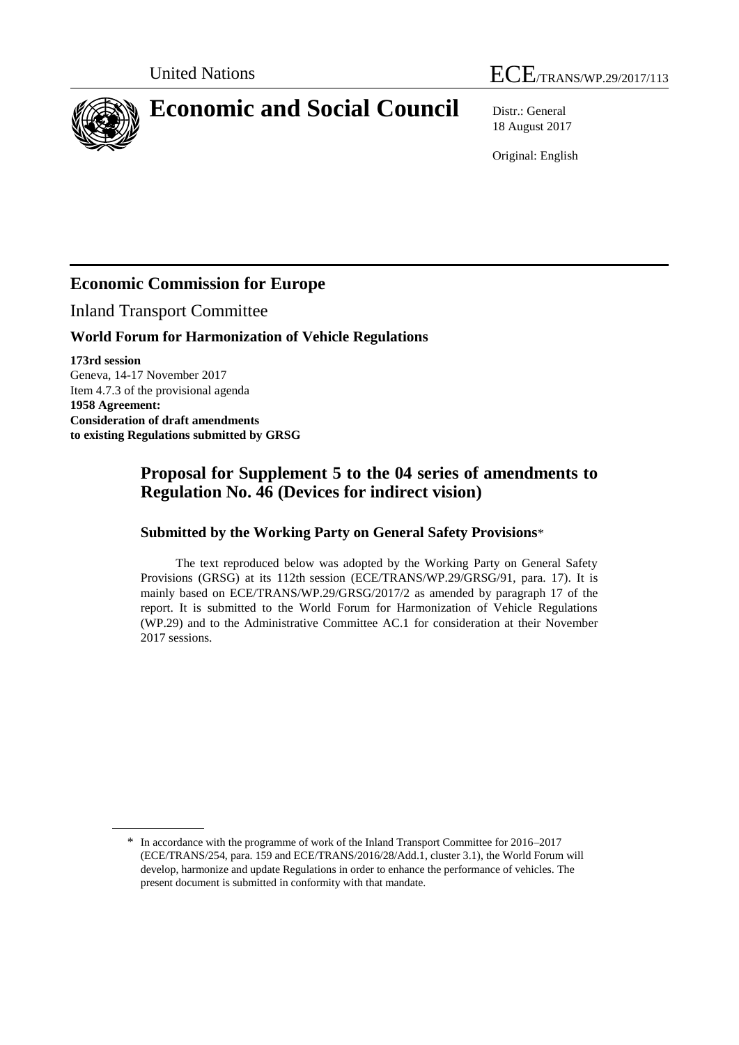United Nations ECE/TRANS/WP.29/2017/113

# Economic and Social Council

Distr.: General
18 August 2017

Original: English

## Economic Commission for Europe

Inland Transport Committee

### World Forum for Harmonization of Vehicle Regulations

**173rd session**
Geneva, 14-17 November 2017
Item 4.7.3 of the provisional agenda
**1958 Agreement:**
**Consideration of draft amendments to existing Regulations submitted by GRSG**

## Proposal for Supplement 5 to the 04 series of amendments to Regulation No. 46 (Devices for indirect vision)

### Submitted by the Working Party on General Safety Provisions*

The text reproduced below was adopted by the Working Party on General Safety Provisions (GRSG) at its 112th session (ECE/TRANS/WP.29/GRSG/91, para. 17). It is mainly based on ECE/TRANS/WP.29/GRSG/2017/2 as amended by paragraph 17 of the report. It is submitted to the World Forum for Harmonization of Vehicle Regulations (WP.29) and to the Administrative Committee AC.1 for consideration at their November 2017 sessions.

---

* In accordance with the programme of work of the Inland Transport Committee for 2016–2017 (ECE/TRANS/254, para. 159 and ECE/TRANS/2016/28/Add.1, cluster 3.1), the World Forum will develop, harmonize and update Regulations in order to enhance the performance of vehicles. The present document is submitted in conformity with that mandate.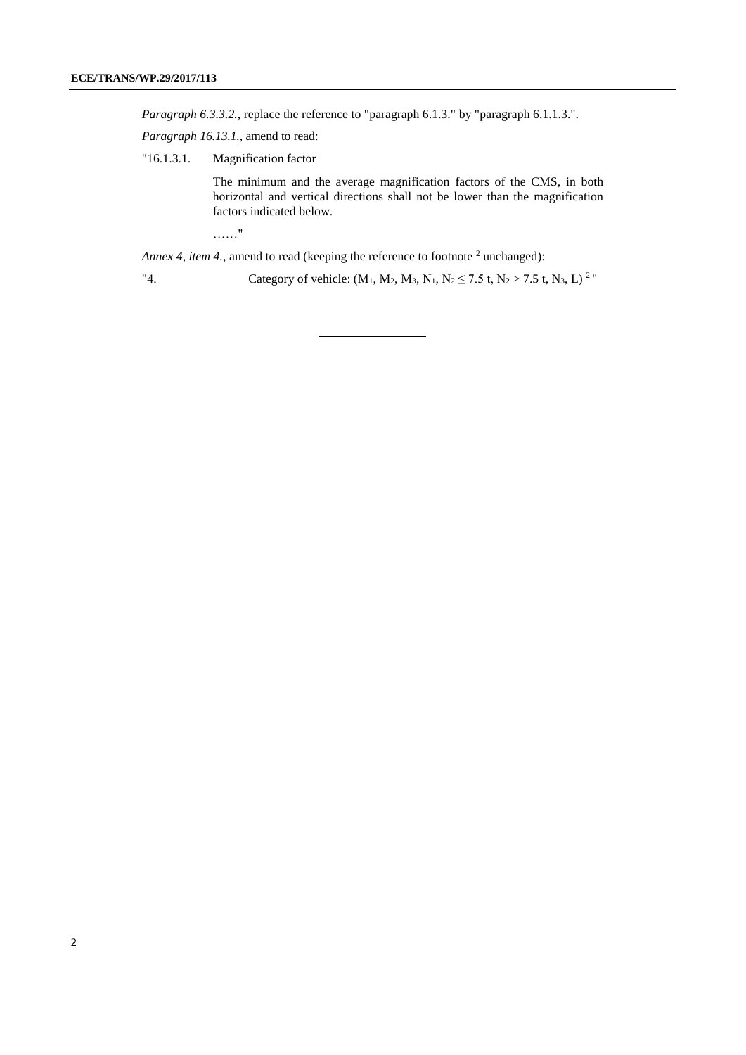*Paragraph 6.3.3.2.*, replace the reference to "paragraph 6.1.3." by "paragraph 6.1.1.3.".

*Paragraph 16.13.1.*, amend to read:

"16.1.3.1. Magnification factor

The minimum and the average magnification factors of the CMS, in both horizontal and vertical directions shall not be lower than the magnification factors indicated below.

……"

*Annex 4, item 4.*, amend to read (keeping the reference to footnote [2] unchanged):

"4. Category of vehicle: ($M_1$, $M_2$, $M_3$, $N_1$, $N_2 \leq 7.5$ t, $N_2 > 7.5$ t, $N_3$, L) [2] "